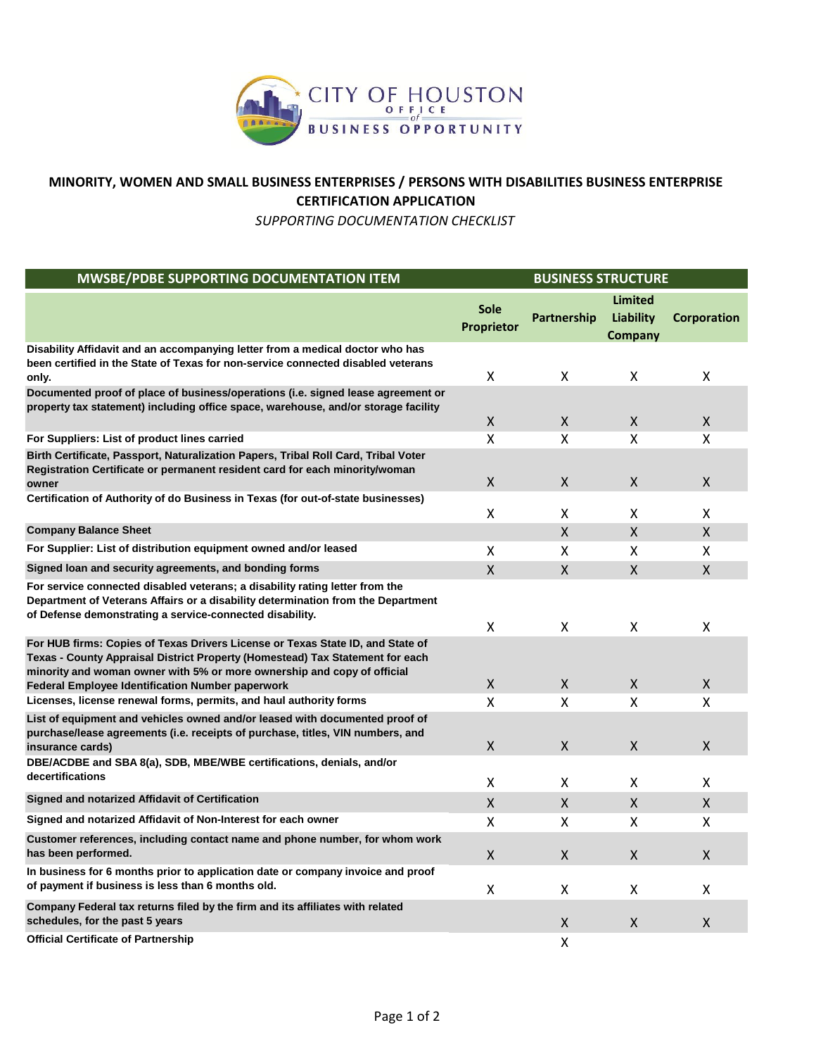CITY OF HOUSTON OFFICE of BUSINESS OPPORTUNITY

## MINORITY, WOMEN AND SMALL BUSINESS ENTERPRISES / PERSONS WITH DISABILITIES BUSINESS ENTERPRISE CERTIFICATION APPLICATION

*SUPPORTING DOCUMENTATION CHECKLIST*

| MWSBE/PDBE SUPPORTING DOCUMENTATION ITEM | BUSINESS STRUCTURE | | | |
|---|---|---|---|---|
| | Sole Proprietor | Partnership | Limited Liability Company | Corporation |
| Disability Affidavit and an accompanying letter from a medical doctor who has been certified in the State of Texas for non-service connected disabled veterans only. | X | X | X | X |
| Documented proof of place of business/operations (i.e. signed lease agreement or property tax statement) including office space, warehouse, and/or storage facility | X | X | X | X |
| For Suppliers: List of product lines carried | X | X | X | X |
| Birth Certificate, Passport, Naturalization Papers, Tribal Roll Card, Tribal Voter Registration Certificate or permanent resident card for each minority/woman owner | X | X | X | X |
| Certification of Authority of do Business in Texas (for out-of-state businesses) | X | X | X | X |
| Company Balance Sheet | | X | X | X |
| For Supplier: List of distribution equipment owned and/or leased | X | X | X | X |
| Signed loan and security agreements, and bonding forms | X | X | X | X |
| For service connected disabled veterans; a disability rating letter from the Department of Veterans Affairs or a disability determination from the Department of Defense demonstrating a service-connected disability. | X | X | X | X |
| For HUB firms: Copies of Texas Drivers License or Texas State ID, and State of Texas - County Appraisal District Property (Homestead) Tax Statement for each minority and woman owner with 5% or more ownership and copy of official Federal Employee Identification Number paperwork | X | X | X | X |
| Licenses, license renewal forms, permits, and haul authority forms | X | X | X | X |
| List of equipment and vehicles owned and/or leased with documented proof of purchase/lease agreements (i.e. receipts of purchase, titles, VIN numbers, and insurance cards) | X | X | X | X |
| DBE/ACDBE and SBA 8(a), SDB, MBE/WBE certifications, denials, and/or decertifications | X | X | X | X |
| Signed and notarized Affidavit of Certification | X | X | X | X |
| Signed and notarized Affidavit of Non-Interest for each owner | X | X | X | X |
| Customer references, including contact name and phone number, for whom work has been performed. | X | X | X | X |
| In business for 6 months prior to application date or company invoice and proof of payment if business is less than 6 months old. | X | X | X | X |
| Company Federal tax returns filed by the firm and its affiliates with related schedules, for the past 5 years | | X | X | X |
| Official Certificate of Partnership | | X | | |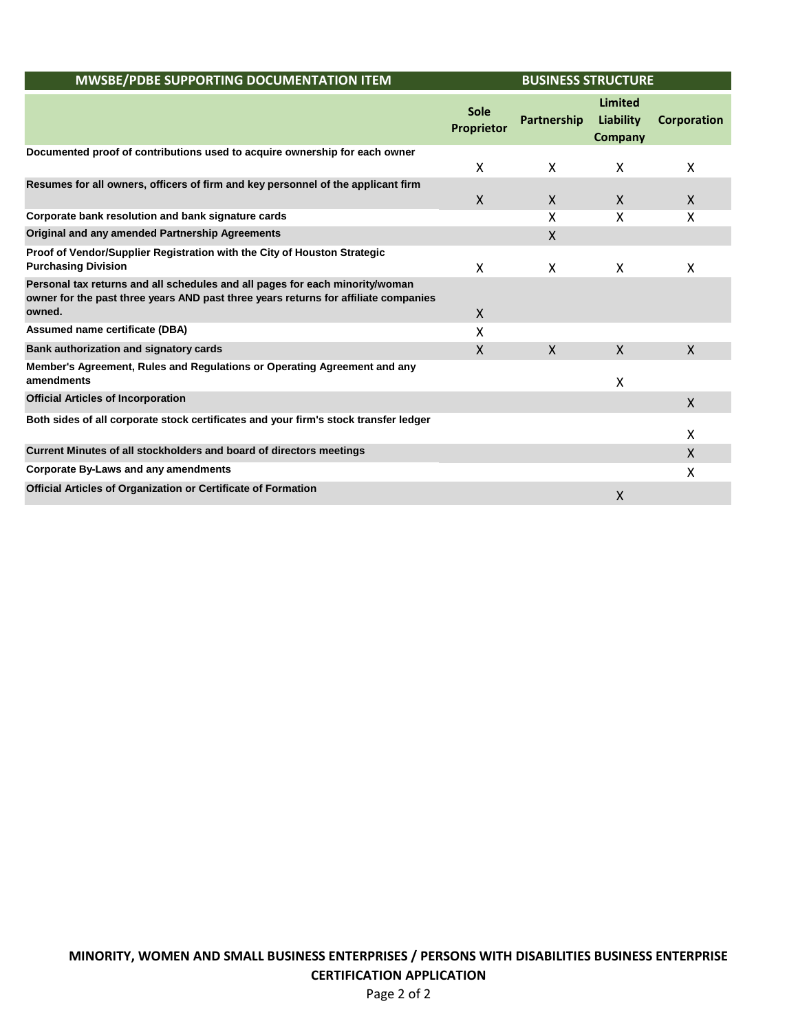| MWSBE/PDBE SUPPORTING DOCUMENTATION ITEM | BUSINESS STRUCTURE | | | |
|---|---|---|---|---|
| | Sole Proprietor | Partnership | Limited Liability Company | Corporation |
| Documented proof of contributions used to acquire ownership for each owner | X | X | X | X |
| Resumes for all owners, officers of firm and key personnel of the applicant firm | X | X | X | X |
| Corporate bank resolution and bank signature cards | | X | X | X |
| Original and any amended Partnership Agreements | | X | | |
| Proof of Vendor/Supplier Registration with the City of Houston Strategic Purchasing Division | X | X | X | X |
| Personal tax returns and all schedules and all pages for each minority/woman owner for the past three years AND past three years returns for affiliate companies owned. | X | | | |
| Assumed name certificate (DBA) | X | | | |
| Bank authorization and signatory cards | X | X | X | X |
| Member's Agreement, Rules and Regulations or Operating Agreement and any amendments | | | X | |
| Official Articles of Incorporation | | | | X |
| Both sides of all corporate stock certificates and your firm's stock transfer ledger | | | | X |
| Current Minutes of all stockholders and board of directors meetings | | | | X |
| Corporate By-Laws and any amendments | | | | X |
| Official Articles of Organization or Certificate of Formation | | | X | |

**MINORITY, WOMEN AND SMALL BUSINESS ENTERPRISES / PERSONS WITH DISABILITIES BUSINESS ENTERPRISE CERTIFICATION APPLICATION**